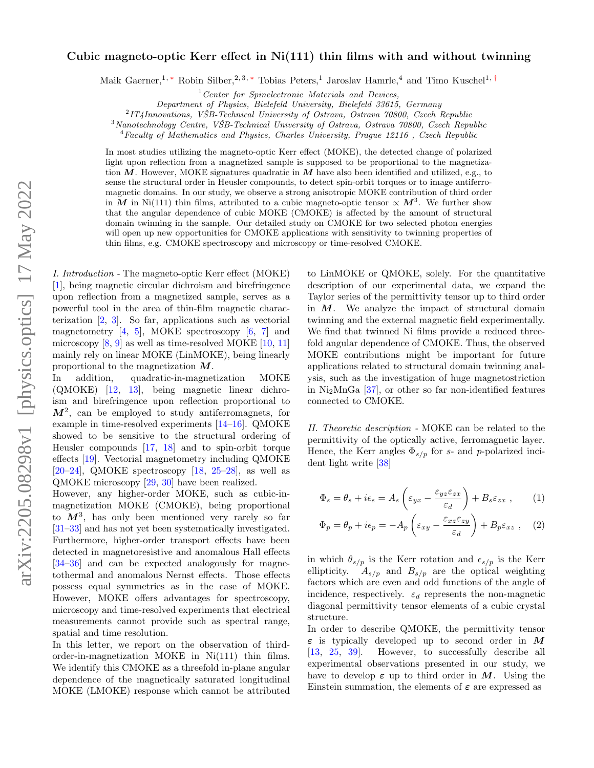# Cubic magneto-optic Kerr effect in Ni(111) thin films with and without twinning

Maik Gaerner,[1,*] Robin Silber,[2,3,*] Tobias Peters,[1] Jaroslav Hamrle,[4] and Timo Kuschel[1,†]

[1] *Center for Spinelectronic Materials and Devices, Department of Physics, Bielefeld University, Bielefeld 33615, Germany*
[2] *IT4Innovations, VŠB-Technical University of Ostrava, Ostrava 70800, Czech Republic*
[3] *Nanotechnology Centre, VŠB-Technical University of Ostrava, Ostrava 70800, Czech Republic*
[4] *Faculty of Mathematics and Physics, Charles University, Prague 12116 , Czech Republic*

In most studies utilizing the magneto-optic Kerr effect (MOKE), the detected change of polarized light upon reflection from a magnetized sample is supposed to be proportional to the magnetization $\boldsymbol{M}$. However, MOKE signatures quadratic in $\boldsymbol{M}$ have also been identified and utilized, e.g., to sense the structural order in Heusler compounds, to detect spin-orbit torques or to image antiferromagnetic domains. In our study, we observe a strong anisotropic MOKE contribution of third order in $\boldsymbol{M}$ in Ni(111) thin films, attributed to a cubic magneto-optic tensor $\propto \boldsymbol{M}^3$. We further show that the angular dependence of cubic MOKE (CMOKE) is affected by the amount of structural domain twinning in the sample. Our detailed study on CMOKE for two selected photon energies will open up new opportunities for CMOKE applications with sensitivity to twinning properties of thin films, e.g. CMOKE spectroscopy and microscopy or time-resolved CMOKE.

*I. Introduction* - The magneto-optic Kerr effect (MOKE) [1], being magnetic circular dichroism and birefringence upon reflection from a magnetized sample, serves as a powerful tool in the area of thin-film magnetic characterization [2, 3]. So far, applications such as vectorial magnetometry [4, 5], MOKE spectroscopy [6, 7] and microscopy [8, 9] as well as time-resolved MOKE [10, 11] mainly rely on linear MOKE (LinMOKE), being linearly proportional to the magnetization $\boldsymbol{M}$.

In addition, quadratic-in-magnetization MOKE (QMOKE) [12, 13], being magnetic linear dichroism and birefringence upon reflection proportional to $\boldsymbol{M}^2$, can be employed to study antiferromagnets, for example in time-resolved experiments [14–16]. QMOKE showed to be sensitive to the structural ordering of Heusler compounds [17, 18] and to spin-orbit torque effects [19]. Vectorial magnetometry including QMOKE [20–24], QMOKE spectroscopy [18, 25–28], as well as QMOKE microscopy [29, 30] have been realized.

However, any higher-order MOKE, such as cubic-in-magnetization MOKE (CMOKE), being proportional to $\boldsymbol{M}^3$, has only been mentioned very rarely so far [31–33] and has not yet been systematically investigated. Furthermore, higher-order transport effects have been detected in magnetoresistive and anomalous Hall effects [34–36] and can be expected analogously for magnetothermal and anomalous Nernst effects. Those effects possess equal symmetries as in the case of MOKE. However, MOKE offers advantages for spectroscopy, microscopy and time-resolved experiments that electrical measurements cannot provide such as spectral range, spatial and time resolution.

In this letter, we report on the observation of third-order-in-magnetization MOKE in Ni(111) thin films. We identify this CMOKE as a threefold in-plane angular dependence of the magnetically saturated longitudinal MOKE (LMOKE) response which cannot be attributed to LinMOKE or QMOKE, solely. For the quantitative description of our experimental data, we expand the Taylor series of the permittivity tensor up to third order in $\boldsymbol{M}$. We analyze the impact of structural domain twinning and the external magnetic field experimentally. We find that twinned Ni films provide a reduced threefold angular dependence of CMOKE. Thus, the observed MOKE contributions might be important for future applications related to structural domain twinning analysis, such as the investigation of huge magnetostriction in $Ni_2MnGa$ [37], or other so far non-identified features connected to CMOKE.

*II. Theoretic description* - MOKE can be related to the permittivity of the optically active, ferromagnetic layer. Hence, the Kerr angles $\Phi_{s/p}$ for $s$- and $p$-polarized incident light write [38]

$$\Phi_s = \theta_s + i\epsilon_s = A_s \left( \varepsilon_{yx} - \frac{\varepsilon_{yz}\varepsilon_{zx}}{\varepsilon_d} \right) + B_s \varepsilon_{zx} \ , \qquad (1)$$

$$\Phi_p = \theta_p + i\epsilon_p = -A_p \left( \varepsilon_{xy} - \frac{\varepsilon_{xz}\varepsilon_{zy}}{\varepsilon_d} \right) + B_p \varepsilon_{xz} \ , \qquad (2)$$

in which $\theta_{s/p}$ is the Kerr rotation and $\epsilon_{s/p}$ is the Kerr ellipticity. $A_{s/p}$ and $B_{s/p}$ are the optical weighting factors which are even and odd functions of the angle of incidence, respectively. $\varepsilon_d$ represents the non-magnetic diagonal permittivity tensor elements of a cubic crystal structure.

In order to describe QMOKE, the permittivity tensor $\boldsymbol{\varepsilon}$ is typically developed up to second order in $\boldsymbol{M}$ [13, 25, 39]. However, to successfully describe all experimental observations presented in our study, we have to develop $\boldsymbol{\varepsilon}$ up to third order in $\boldsymbol{M}$. Using the Einstein summation, the elements of $\boldsymbol{\varepsilon}$ are expressed as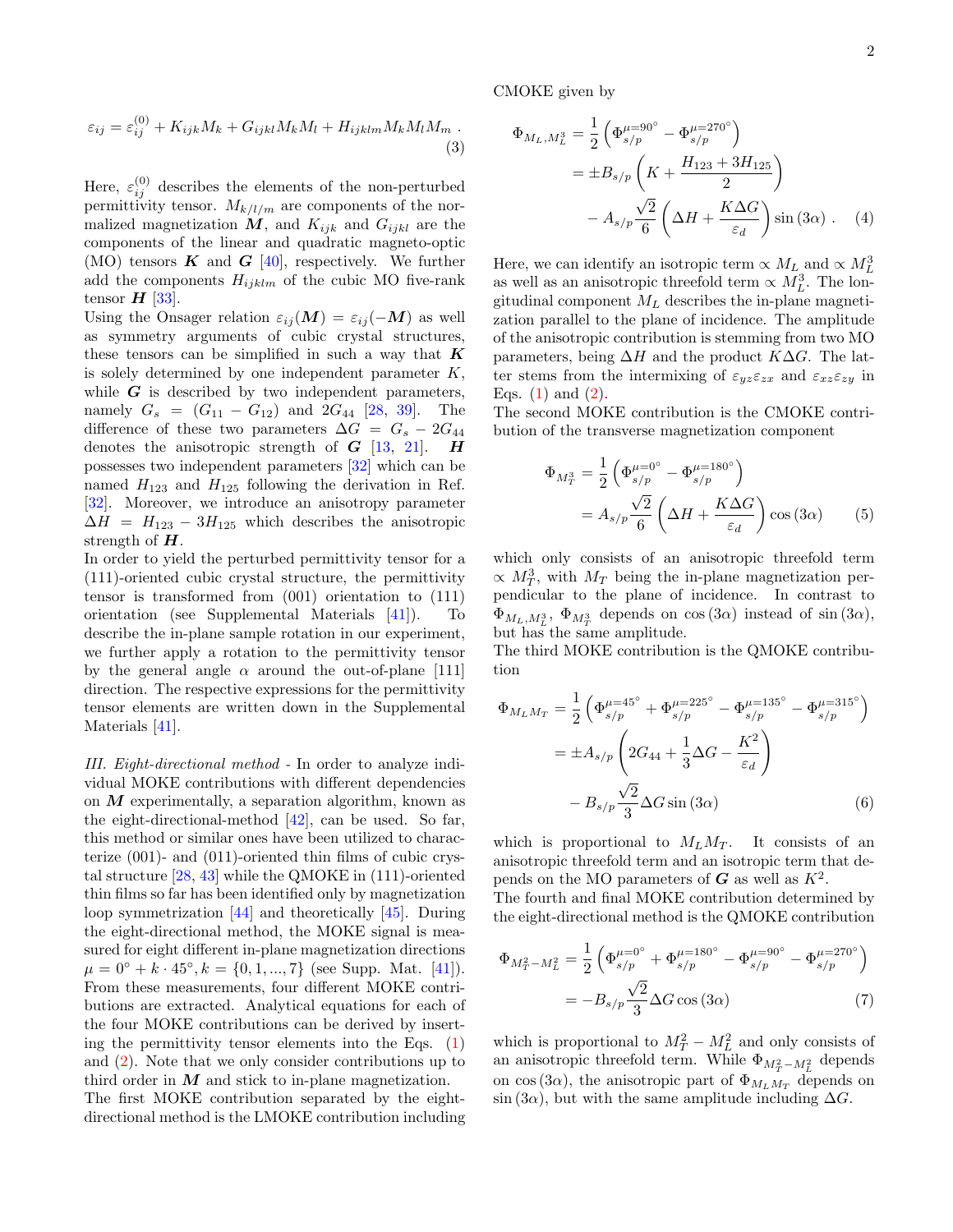$$\varepsilon_{ij} = \varepsilon_{ij}^{(0)} + K_{ijk}M_k + G_{ijkl}M_kM_l + H_{ijklm}M_kM_lM_m \; . \tag{3}$$

Here, $\varepsilon_{ij}^{(0)}$ describes the elements of the non-perturbed permittivity tensor. $M_{k/l/m}$ are components of the normalized magnetization $\boldsymbol{M}$, and $K_{ijk}$ and $G_{ijkl}$ are the components of the linear and quadratic magneto-optic (MO) tensors $\boldsymbol{K}$ and $\boldsymbol{G}$ [40], respectively. We further add the components $H_{ijklm}$ of the cubic MO five-rank tensor $\boldsymbol{H}$ [33].

Using the Onsager relation $\varepsilon_{ij}(\boldsymbol{M}) = \varepsilon_{ij}(-\boldsymbol{M})$ as well as symmetry arguments of cubic crystal structures, these tensors can be simplified in such a way that $\boldsymbol{K}$ is solely determined by one independent parameter $K$, while $\boldsymbol{G}$ is described by two independent parameters, namely $G_s = (G_{11} - G_{12})$ and $2G_{44}$ [28, 39]. The difference of these two parameters $\Delta G = G_s - 2G_{44}$ denotes the anisotropic strength of $\boldsymbol{G}$ [13, 21]. $\boldsymbol{H}$ possesses two independent parameters [32] which can be named $H_{123}$ and $H_{125}$ following the derivation in Ref. [32]. Moreover, we introduce an anisotropy parameter $\Delta H = H_{123} - 3H_{125}$ which describes the anisotropic strength of $\boldsymbol{H}$.

In order to yield the perturbed permittivity tensor for a (111)-oriented cubic crystal structure, the permittivity tensor is transformed from (001) orientation to (111) orientation (see Supplemental Materials [41]). To describe the in-plane sample rotation in our experiment, we further apply a rotation to the permittivity tensor by the general angle $\alpha$ around the out-of-plane [111] direction. The respective expressions for the permittivity tensor elements are written down in the Supplemental Materials [41].

*III. Eight-directional method* - In order to analyze individual MOKE contributions with different dependencies on $\boldsymbol{M}$ experimentally, a separation algorithm, known as the eight-directional-method [42], can be used. So far, this method or similar ones have been utilized to characterize (001)- and (011)-oriented thin films of cubic crystal structure [28, 43] while the QMOKE in (111)-oriented thin films so far has been identified only by magnetization loop symmetrization [44] and theoretically [45]. During the eight-directional method, the MOKE signal is measured for eight different in-plane magnetization directions $\mu = 0^\circ + k \cdot 45^\circ, k = \{0, 1, ..., 7\}$ (see Supp. Mat. [41]). From these measurements, four different MOKE contributions are extracted. Analytical equations for each of the four MOKE contributions can be derived by inserting the permittivity tensor elements into the Eqs. (1) and (2). Note that we only consider contributions up to third order in $\boldsymbol{M}$ and stick to in-plane magnetization.

The first MOKE contribution separated by the eight-directional method is the LMOKE contribution including CMOKE given by

$$\begin{aligned}
\Phi_{M_L, M_L^3} &= \frac{1}{2}\left(\Phi_{s/p}^{\mu=90^\circ} - \Phi_{s/p}^{\mu=270^\circ}\right) \\
&= \pm B_{s/p}\left(K + \frac{H_{123} + 3H_{125}}{2}\right) \\
&\quad - A_{s/p}\frac{\sqrt{2}}{6}\left(\Delta H + \frac{K\Delta G}{\varepsilon_d}\right)\sin(3\alpha) \; .
\end{aligned} \tag{4}$$

Here, we can identify an isotropic term $\propto M_L$ and $\propto M_L^3$ as well as an anisotropic threefold term $\propto M_L^3$. The longitudinal component $M_L$ describes the in-plane magnetization parallel to the plane of incidence. The amplitude of the anisotropic contribution is stemming from two MO parameters, being $\Delta H$ and the product $K\Delta G$. The latter stems from the intermixing of $\varepsilon_{yz}\varepsilon_{zx}$ and $\varepsilon_{xz}\varepsilon_{zy}$ in Eqs. (1) and (2).

The second MOKE contribution is the CMOKE contribution of the transverse magnetization component

$$\begin{aligned}
\Phi_{M_T^3} &= \frac{1}{2}\left(\Phi_{s/p}^{\mu=0^\circ} - \Phi_{s/p}^{\mu=180^\circ}\right) \\
&= A_{s/p}\frac{\sqrt{2}}{6}\left(\Delta H + \frac{K\Delta G}{\varepsilon_d}\right)\cos(3\alpha)
\end{aligned} \tag{5}$$

which only consists of an anisotropic threefold term $\propto M_T^3$, with $M_T$ being the in-plane magnetization perpendicular to the plane of incidence. In contrast to $\Phi_{M_L, M_L^3}$, $\Phi_{M_T^3}$ depends on $\cos(3\alpha)$ instead of $\sin(3\alpha)$, but has the same amplitude.

The third MOKE contribution is the QMOKE contribution

$$\begin{aligned}
\Phi_{M_LM_T} &= \frac{1}{2}\left(\Phi_{s/p}^{\mu=45^\circ} + \Phi_{s/p}^{\mu=225^\circ} - \Phi_{s/p}^{\mu=135^\circ} - \Phi_{s/p}^{\mu=315^\circ}\right) \\
&= \pm A_{s/p}\left(2G_{44} + \frac{1}{3}\Delta G - \frac{K^2}{\varepsilon_d}\right) \\
&\quad - B_{s/p}\frac{\sqrt{2}}{3}\Delta G\sin(3\alpha)
\end{aligned} \tag{6}$$

which is proportional to $M_LM_T$. It consists of an anisotropic threefold term and an isotropic term that depends on the MO parameters of $\boldsymbol{G}$ as well as $K^2$.

The fourth and final MOKE contribution determined by the eight-directional method is the QMOKE contribution

$$\begin{aligned}
\Phi_{M_T^2 - M_L^2} &= \frac{1}{2}\left(\Phi_{s/p}^{\mu=0^\circ} + \Phi_{s/p}^{\mu=180^\circ} - \Phi_{s/p}^{\mu=90^\circ} - \Phi_{s/p}^{\mu=270^\circ}\right) \\
&= -B_{s/p}\frac{\sqrt{2}}{3}\Delta G\cos(3\alpha)
\end{aligned} \tag{7}$$

which is proportional to $M_T^2 - M_L^2$ and only consists of an anisotropic threefold term. While $\Phi_{M_T^2 - M_L^2}$ depends on $\cos(3\alpha)$, the anisotropic part of $\Phi_{M_LM_T}$ depends on $\sin(3\alpha)$, but with the same amplitude including $\Delta G$.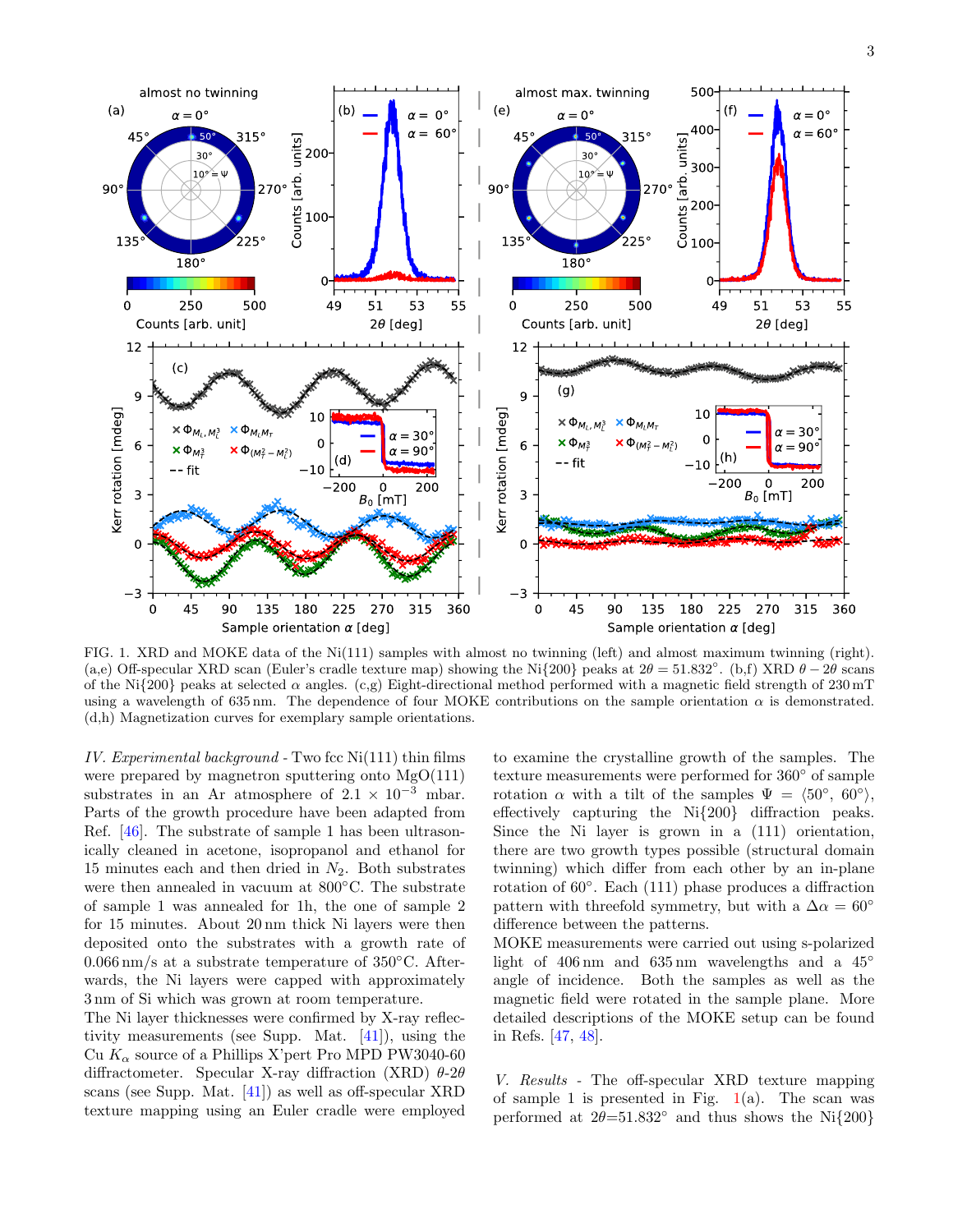FIG. 1. XRD and MOKE data of the Ni(111) samples with almost no twinning (left) and almost maximum twinning (right). (a,e) Off-specular XRD scan (Euler's cradle texture map) showing the Ni{200} peaks at $2\theta = 51.832°$. (b,f) XRD $\theta - 2\theta$ scans of the Ni{200} peaks at selected $\alpha$ angles. (c,g) Eight-directional method performed with a magnetic field strength of 230 mT using a wavelength of 635 nm. The dependence of four MOKE contributions on the sample orientation $\alpha$ is demonstrated. (d,h) Magnetization curves for exemplary sample orientations.

*IV. Experimental background* - Two fcc Ni(111) thin films were prepared by magnetron sputtering onto MgO(111) substrates in an Ar atmosphere of $2.1 \times 10^{-3}$ mbar. Parts of the growth procedure have been adapted from Ref. [46]. The substrate of sample 1 has been ultrasonically cleaned in acetone, isopropanol and ethanol for 15 minutes each and then dried in $N_2$. Both substrates were then annealed in vacuum at 800°C. The substrate of sample 1 was annealed for 1h, the one of sample 2 for 15 minutes. About 20 nm thick Ni layers were then deposited onto the substrates with a growth rate of 0.066 nm/s at a substrate temperature of 350°C. Afterwards, the Ni layers were capped with approximately 3 nm of Si which was grown at room temperature.

The Ni layer thicknesses were confirmed by X-ray reflectivity measurements (see Supp. Mat. [41]), using the Cu $K_\alpha$ source of a Phillips X'pert Pro MPD PW3040-60 diffractometer. Specular X-ray diffraction (XRD) $\theta$-$2\theta$ scans (see Supp. Mat. [41]) as well as off-specular XRD texture mapping using an Euler cradle were employed to examine the crystalline growth of the samples. The texture measurements were performed for 360° of sample rotation $\alpha$ with a tilt of the samples $\Psi = \langle 50°, 60° \rangle$, effectively capturing the Ni{200} diffraction peaks. Since the Ni layer is grown in a (111) orientation, there are two growth types possible (structural domain twinning) which differ from each other by an in-plane rotation of 60°. Each (111) phase produces a diffraction pattern with threefold symmetry, but with a $\Delta\alpha = 60°$ offset between the patterns.

MOKE measurements were carried out using s-polarized light of 406 nm and 635 nm wavelengths and a 45° angle of incidence. Both the samples as well as the magnetic field were rotated in the sample plane. More detailed descriptions of the MOKE setup can be found in Refs. [47, 48].

*V. Results* - The off-specular XRD texture mapping of sample 1 is presented in Fig. 1(a). The scan was performed at $2\theta$=51.832° and thus shows the Ni{200}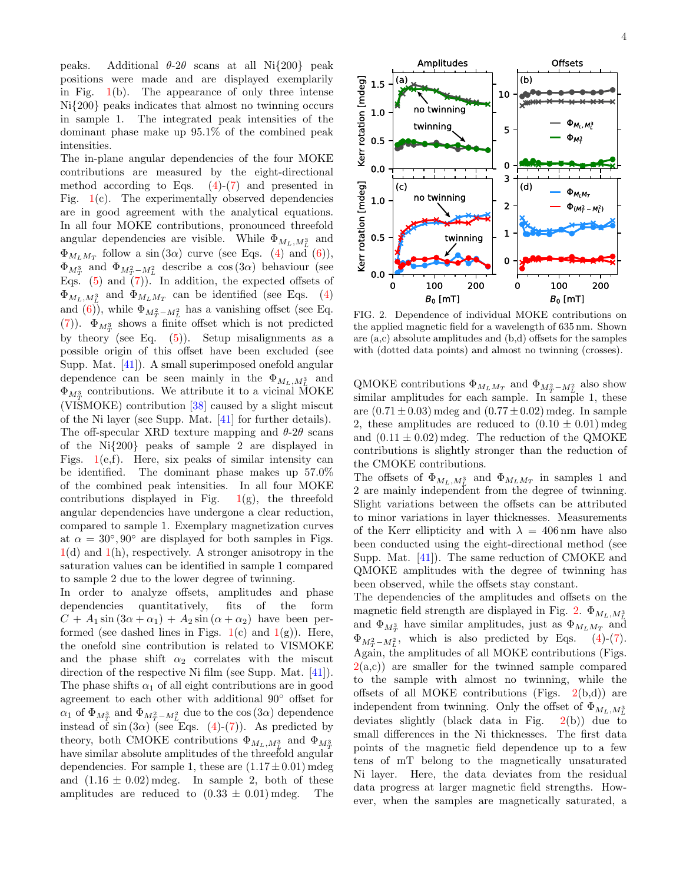peaks. Additional $\theta$-$2\theta$ scans at all Ni{200} peak positions were made and are displayed exemplarily in Fig. 1(b). The appearance of only three intense Ni{200} peaks indicates that almost no twinning occurs in sample 1. The integrated peak intensities of the dominant phase make up 95.1% of the combined peak intensities.

The in-plane angular dependencies of the four MOKE contributions are measured by the eight-directional method according to Eqs. (4)-(7) and presented in Fig. 1(c). The experimentally observed dependencies are in good agreement with the analytical equations. In all four MOKE contributions, pronounced threefold angular dependencies are visible. While $\Phi_{M_L,M_L^3}$ and $\Phi_{M_LM_T}$ follow a $\sin(3\alpha)$ curve (see Eqs. (4) and (6)), $\Phi_{M_T^3}$ and $\Phi_{M_T^2-M_L^2}$ describe a $\cos(3\alpha)$ behaviour (see Eqs. (5) and (7)). In addition, the expected offsets of $\Phi_{M_L,M_L^3}$ and $\Phi_{M_LM_T}$ can be identified (see Eqs. (4) and (6)), while $\Phi_{M_T^2-M_L^2}$ has a vanishing offset (see Eq. (7)). $\Phi_{M_T^3}$ shows a finite offset which is not predicted by theory (see Eq. (5)). Setup misalignments as a possible origin of this offset have been excluded (see Supp. Mat. [41]). A small superimposed onefold angular dependence can be seen mainly in the $\Phi_{M_L,M_L^3}$ and $\Phi_{M_T^3}$ contributions. We attribute it to a vicinal MOKE (VISMOKE) contribution [38] caused by a slight miscut of the Ni layer (see Supp. Mat. [41] for further details).

The off-specular XRD texture mapping and $\theta$-$2\theta$ scans of the Ni{200} peaks of sample 2 are displayed in Figs. 1(e,f). Here, six peaks of similar intensity can be identified. The dominant phase makes up 57.0% of the combined peak intensities. In all four MOKE contributions displayed in Fig. 1(g), the threefold angular dependencies have undergone a clear reduction, compared to sample 1. Exemplary magnetization curves at $\alpha = 30°, 90°$ are displayed for both samples in Figs. 1(d) and 1(h), respectively. A stronger anisotropy in the saturation values can be identified in sample 1 compared to sample 2 due to the lower degree of twinning.

In order to analyze offsets, amplitudes and phase dependencies quantitatively, fits of the form $C + A_1 \sin(3\alpha + \alpha_1) + A_2 \sin(\alpha + \alpha_2)$ have been performed (see dashed lines in Figs. 1(c) and 1(g)). Here, the onefold sine contribution is related to VISMOKE and the phase shift $\alpha_2$ correlates with the miscut direction of the respective Ni film (see Supp. Mat. [41]). The phase shifts $\alpha_1$ of all eight contributions are in good agreement to each other with additional 90° offset for $\alpha_1$ of $\Phi_{M_T^3}$ and $\Phi_{M_T^2-M_L^2}$ due to the $\cos(3\alpha)$ dependence instead of $\sin(3\alpha)$ (see Eqs. (4)-(7)). As predicted by theory, both CMOKE contributions $\Phi_{M_L,M_L^3}$ and $\Phi_{M_T^3}$ have similar absolute amplitudes of the threefold angular dependencies. For sample 1, these are $(1.17 \pm 0.01)$ mdeg and $(1.16 \pm 0.02)$ mdeg. In sample 2, both of these amplitudes are reduced to $(0.33 \pm 0.01)$ mdeg. The QMOKE contributions $\Phi_{M_LM_T}$ and $\Phi_{M_T^2-M_L^2}$ also show similar amplitudes for each sample. In sample 1, these are $(0.71 \pm 0.03)$ mdeg and $(0.77 \pm 0.02)$ mdeg. In sample 2, these amplitudes are reduced to $(0.10 \pm 0.01)$ mdeg and $(0.11 \pm 0.02)$ mdeg. The reduction of the QMOKE contributions is slightly stronger than the reduction of the CMOKE contributions.

FIG. 2. Dependence of individual MOKE contributions on the applied magnetic field for a wavelength of 635 nm. Shown are (a,c) absolute amplitudes and (b,d) offsets for the samples with (dotted data points) and almost no twinning (crosses).

The offsets of $\Phi_{M_L,M_L^3}$ and $\Phi_{M_LM_T}$ in samples 1 and 2 are mainly independent from the degree of twinning. Slight variations between the offsets can be attributed to minor variations in layer thicknesses. Measurements of the Kerr ellipticity and with $\lambda = 406$ nm have also been conducted using the eight-directional method (see Supp. Mat. [41]). The same reduction of CMOKE and QMOKE amplitudes with the degree of twinning has been observed, while the offsets stay constant.

The dependencies of the amplitudes and offsets on the magnetic field strength are displayed in Fig. 2. $\Phi_{M_L,M_L^3}$ and $\Phi_{M_T^3}$ have similar amplitudes, just as $\Phi_{M_LM_T}$ and $\Phi_{M_T^2-M_L^2}$, which is also predicted by Eqs. (4)-(7). Again, the amplitudes of all MOKE contributions (Figs. 2(a,c)) are smaller for the twinned sample compared to the sample with almost no twinning, while the offsets of all MOKE contributions (Figs. 2(b,d)) are independent from twinning. Only the offset of $\Phi_{M_L,M_L^3}$ deviates slightly (black data in Fig. 2(b)) due to small differences in the Ni thicknesses. The first data points of the magnetic field dependence up to a few tens of mT belong to the magnetically unsaturated Ni layer. Here, the data deviates from the residual data progress at larger magnetic field strengths. However, when the samples are magnetically saturated, a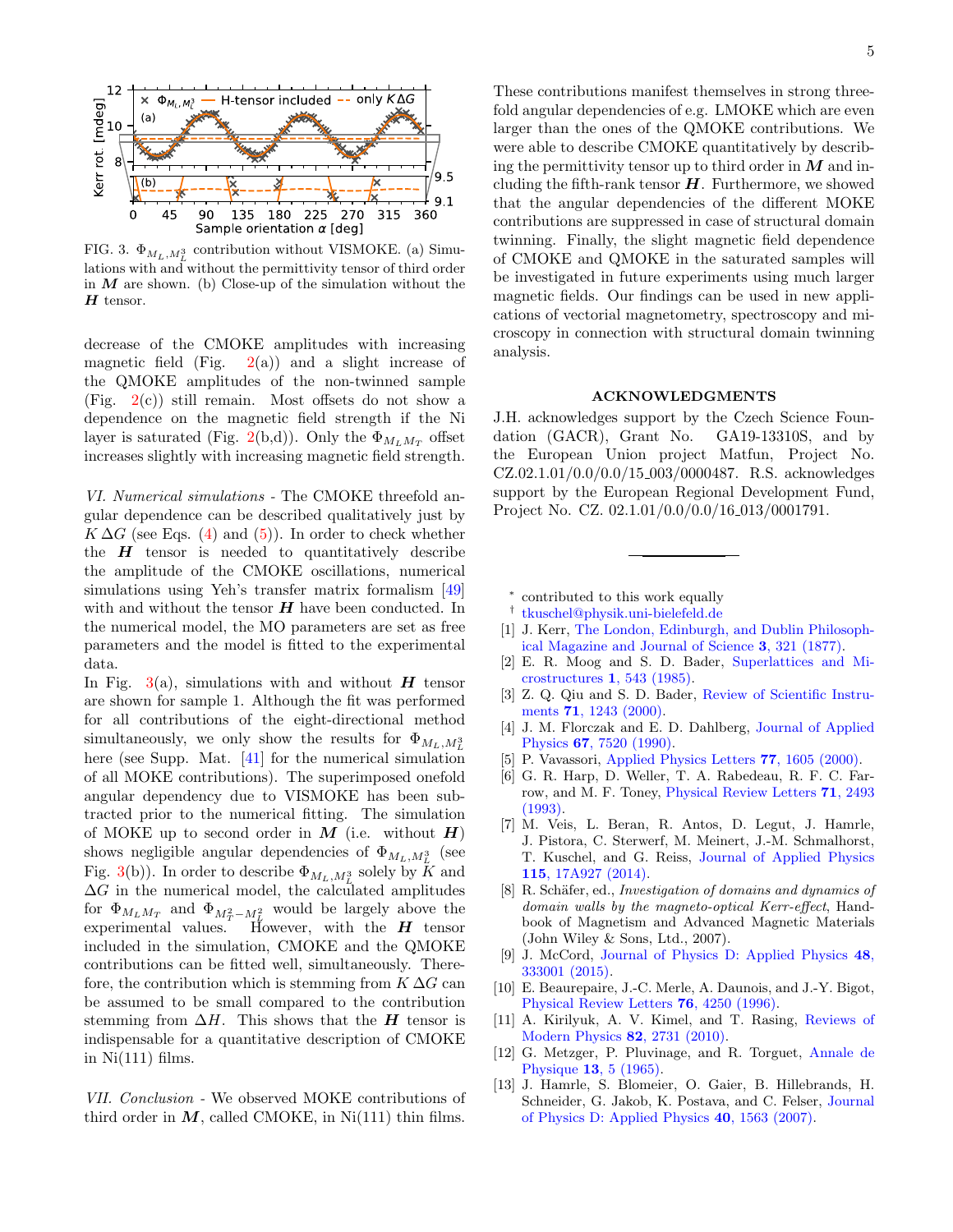FIG. 3. $\Phi_{M_L,M_L^3}$ contribution without VISMOKE. (a) Simulations with and without the permittivity tensor of third order in $\boldsymbol{M}$ are shown. (b) Close-up of the simulation without the $\boldsymbol{H}$ tensor.

decrease of the CMOKE amplitudes with increasing magnetic field (Fig. 2(a)) and a slight increase of the QMOKE amplitudes of the non-twinned sample (Fig. 2(c)) still remain. Most offsets do not show a dependence on the magnetic field strength if the Ni layer is saturated (Fig. 2(b,d)). Only the $\Phi_{M_L M_T}$ offset increases slightly with increasing magnetic field strength.

*VI. Numerical simulations* - The CMOKE threefold angular dependence can be described qualitatively just by $K\,\Delta G$ (see Eqs. (4) and (5)). In order to check whether the $\boldsymbol{H}$ tensor is needed to quantitatively describe the amplitude of the CMOKE oscillations, numerical simulations using Yeh's transfer matrix formalism [49] with and without the tensor $\boldsymbol{H}$ have been conducted. In the numerical model, the MO parameters are set as free parameters and the model is fitted to the experimental data.

In Fig. 3(a), simulations with and without $\boldsymbol{H}$ tensor are shown for sample 1. Although the fit was performed for all contributions of the eight-directional method simultaneously, we only show the results for $\Phi_{M_L,M_L^3}$ here (see Supp. Mat. [41] for the numerical simulation of all MOKE contributions). The superimposed onefold angular dependency due to VISMOKE has been subtracted prior to the numerical fitting. The simulation of MOKE up to second order in $\boldsymbol{M}$ (i.e. without $\boldsymbol{H}$) shows negligible angular dependencies of $\Phi_{M_L,M_L^3}$ (see Fig. 3(b)). In order to describe $\Phi_{M_L,M_L^3}$ solely by $K$ and $\Delta G$ in the numerical model, the calculated amplitudes for $\Phi_{M_L M_T}$ and $\Phi_{M_T^2-M_L^2}$ would be largely above the experimental values. However, with the $\boldsymbol{H}$ tensor included in the simulation, CMOKE and the QMOKE contributions can be fitted well, simultaneously. Therefore, the contribution which is stemming from $K\,\Delta G$ can be assumed to be small compared to the contribution stemming from $\Delta H$. This shows that the $\boldsymbol{H}$ tensor is indispensable for a quantitative description of CMOKE in Ni(111) films.

*VII. Conclusion* - We observed MOKE contributions of third order in $\boldsymbol{M}$, called CMOKE, in Ni(111) thin films. These contributions manifest themselves in strong threefold angular dependencies of e.g. LMOKE which are even larger than the ones of the QMOKE contributions. We were able to describe CMOKE quantitatively by describing the permittivity tensor up to third order in $\boldsymbol{M}$ and including the fifth-rank tensor $\boldsymbol{H}$. Furthermore, we showed that the angular dependencies of the different MOKE contributions are suppressed in case of structural domain twinning. Finally, the slight magnetic field dependence of CMOKE and QMOKE in the saturated samples will be investigated in future experiments using much larger magnetic fields. Our findings can be used in new applications of vectorial magnetometry, spectroscopy and microscopy in connection with structural domain twinning analysis.

## ACKNOWLEDGMENTS

J.H. acknowledges support by the Czech Science Foundation (GACR), Grant No. GA19-13310S, and by the European Union project Matfun, Project No. CZ.02.1.01/0.0/0.0/15_003/0000487. R.S. acknowledges support by the European Regional Development Fund, Project No. CZ. 02.1.01/0.0/0.0/16_013/0001791.

---

[*] contributed to this work equally
[†] tkuschel@physik.uni-bielefeld.de

[1] J. Kerr, The London, Edinburgh, and Dublin Philosophical Magazine and Journal of Science **3**, 321 (1877).
[2] E. R. Moog and S. D. Bader, Superlattices and Microstructures **1**, 543 (1985).
[3] Z. Q. Qiu and S. D. Bader, Review of Scientific Instruments **71**, 1243 (2000).
[4] J. M. Florczak and E. D. Dahlberg, Journal of Applied Physics **67**, 7520 (1990).
[5] P. Vavassori, Applied Physics Letters **77**, 1605 (2000).
[6] G. R. Harp, D. Weller, T. A. Rabedeau, R. F. C. Farrow, and M. F. Toney, Physical Review Letters **71**, 2493 (1993).
[7] M. Veis, L. Beran, R. Antos, D. Legut, J. Hamrle, J. Pistora, C. Sterwerf, M. Meinert, J.-M. Schmalhorst, T. Kuschel, and G. Reiss, Journal of Applied Physics **115**, 17A927 (2014).
[8] R. Schäfer, ed., *Investigation of domains and dynamics of domain walls by the magneto-optical Kerr-effect*, Handbook of Magnetism and Advanced Magnetic Materials (John Wiley & Sons, Ltd., 2007).
[9] J. McCord, Journal of Physics D: Applied Physics **48**, 333001 (2015).
[10] E. Beaurepaire, J.-C. Merle, A. Daunois, and J.-Y. Bigot, Physical Review Letters **76**, 4250 (1996).
[11] A. Kirilyuk, A. V. Kimel, and T. Rasing, Reviews of Modern Physics **82**, 2731 (2010).
[12] G. Metzger, P. Pluvinage, and R. Torguet, Annale de Physique **13**, 5 (1965).
[13] J. Hamrle, S. Blomeier, O. Gaier, B. Hillebrands, H. Schneider, G. Jakob, K. Postava, and C. Felser, Journal of Physics D: Applied Physics **40**, 1563 (2007).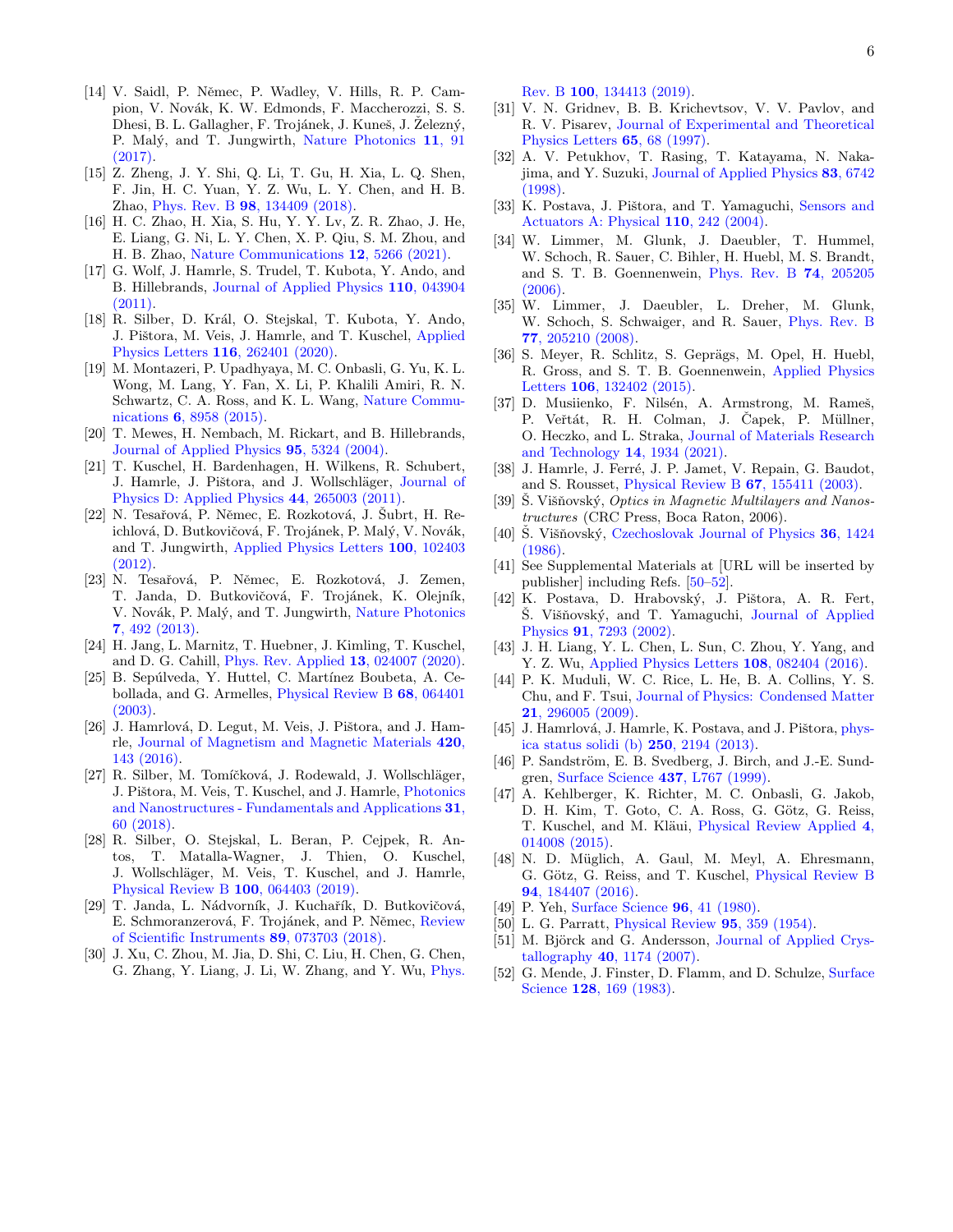[14] V. Saidl, P. Němec, P. Wadley, V. Hills, R. P. Campion, V. Novák, K. W. Edmonds, F. Maccherozzi, S. S. Dhesi, B. L. Gallagher, F. Trojánek, J. Kuneš, J. Železný, P. Malý, and T. Jungwirth, Nature Photonics **11**, 91 (2017).

[15] Z. Zheng, J. Y. Shi, Q. Li, T. Gu, H. Xia, L. Q. Shen, F. Jin, H. C. Yuan, Y. Z. Wu, L. Y. Chen, and H. B. Zhao, Phys. Rev. B **98**, 134409 (2018).

[16] H. C. Zhao, H. Xia, S. Hu, Y. Y. Lv, Z. R. Zhao, J. He, E. Liang, G. Ni, L. Y. Chen, X. P. Qiu, S. M. Zhou, and H. B. Zhao, Nature Communications **12**, 5266 (2021).

[17] G. Wolf, J. Hamrle, S. Trudel, T. Kubota, Y. Ando, and B. Hillebrands, Journal of Applied Physics **110**, 043904 (2011).

[18] R. Silber, D. Král, O. Stejskal, T. Kubota, Y. Ando, J. Pištora, M. Veis, J. Hamrle, and T. Kuschel, Applied Physics Letters **116**, 262401 (2020).

[19] M. Montazeri, P. Upadhyaya, M. C. Onbasli, G. Yu, K. L. Wong, M. Lang, Y. Fan, X. Li, P. Khalili Amiri, R. N. Schwartz, C. A. Ross, and K. L. Wang, Nature Communications **6**, 8958 (2015).

[20] T. Mewes, H. Nembach, M. Rickart, and B. Hillebrands, Journal of Applied Physics **95**, 5324 (2004).

[21] T. Kuschel, H. Bardenhagen, H. Wilkens, R. Schubert, J. Hamrle, J. Pištora, and J. Wollschläger, Journal of Physics D: Applied Physics **44**, 265003 (2011).

[22] N. Tesařová, P. Němec, E. Rozkotová, J. Šubrt, H. Reichlová, D. Butkovičová, F. Trojánek, P. Malý, V. Novák, and T. Jungwirth, Applied Physics Letters **100**, 102403 (2012).

[23] N. Tesařová, P. Němec, E. Rozkotová, J. Zemen, T. Janda, D. Butkovičová, F. Trojánek, K. Olejník, V. Novák, P. Malý, and T. Jungwirth, Nature Photonics **7**, 492 (2013).

[24] H. Jang, L. Marnitz, T. Huebner, J. Kimling, T. Kuschel, and D. G. Cahill, Phys. Rev. Applied **13**, 024007 (2020).

[25] B. Sepúlveda, Y. Huttel, C. Martínez Boubeta, A. Cebollada, and G. Armelles, Physical Review B **68**, 064401 (2003).

[26] J. Hamrlová, D. Legut, M. Veis, J. Pištora, and J. Hamrle, Journal of Magnetism and Magnetic Materials **420**, 143 (2016).

[27] R. Silber, M. Tomíčková, J. Rodewald, J. Wollschläger, J. Pištora, M. Veis, T. Kuschel, and J. Hamrle, Photonics and Nanostructures - Fundamentals and Applications **31**, 60 (2018).

[28] R. Silber, O. Stejskal, L. Beran, P. Cejpek, R. Antos, T. Matalla-Wagner, J. Thien, O. Kuschel, J. Wollschläger, M. Veis, T. Kuschel, and J. Hamrle, Physical Review B **100**, 064403 (2019).

[29] T. Janda, L. Nádvorník, J. Kuchařík, D. Butkovičová, E. Schmoranzerová, F. Trojánek, and P. Němec, Review of Scientific Instruments **89**, 073703 (2018).

[30] J. Xu, C. Zhou, M. Jia, D. Shi, C. Liu, H. Chen, G. Chen, G. Zhang, Y. Liang, J. Li, W. Zhang, and Y. Wu, Phys. Rev. B **100**, 134413 (2019).

[31] V. N. Gridnev, B. B. Krichevtsov, V. V. Pavlov, and R. V. Pisarev, Journal of Experimental and Theoretical Physics Letters **65**, 68 (1997).

[32] A. V. Petukhov, T. Rasing, T. Katayama, N. Nakajima, and Y. Suzuki, Journal of Applied Physics **83**, 6742 (1998).

[33] K. Postava, J. Pištora, and T. Yamaguchi, Sensors and Actuators A: Physical **110**, 242 (2004).

[34] W. Limmer, M. Glunk, J. Daeubler, T. Hummel, W. Schoch, R. Sauer, C. Bihler, H. Huebl, M. S. Brandt, and S. T. B. Goennenwein, Phys. Rev. B **74**, 205205 (2006).

[35] W. Limmer, J. Daeubler, L. Dreher, M. Glunk, W. Schoch, S. Schwaiger, and R. Sauer, Phys. Rev. B **77**, 205210 (2008).

[36] S. Meyer, R. Schlitz, S. Geprägs, M. Opel, H. Huebl, R. Gross, and S. T. B. Goennenwein, Applied Physics Letters **106**, 132402 (2015).

[37] D. Musiienko, F. Nilsén, A. Armstrong, M. Rameš, P. Veřtát, R. H. Colman, J. Čapek, P. Müllner, O. Heczko, and L. Straka, Journal of Materials Research and Technology **14**, 1934 (2021).

[38] J. Hamrle, J. Ferré, J. P. Jamet, V. Repain, G. Baudot, and S. Rousset, Physical Review B **67**, 155411 (2003).

[39] Š. Višňovský, *Optics in Magnetic Multilayers and Nanostructures* (CRC Press, Boca Raton, 2006).

[40] Š. Višňovský, Czechoslovak Journal of Physics **36**, 1424 (1986).

[41] See Supplemental Materials at [URL will be inserted by publisher] including Refs. [50–52].

[42] K. Postava, D. Hrabovský, J. Pištora, A. R. Fert, Š. Višňovský, and T. Yamaguchi, Journal of Applied Physics **91**, 7293 (2002).

[43] J. H. Liang, Y. L. Chen, L. Sun, C. Zhou, Y. Yang, and Y. Z. Wu, Applied Physics Letters **108**, 082404 (2016).

[44] P. K. Muduli, W. C. Rice, L. He, B. A. Collins, Y. S. Chu, and F. Tsui, Journal of Physics: Condensed Matter **21**, 296005 (2009).

[45] J. Hamrlová, J. Hamrle, K. Postava, and J. Pištora, physica status solidi (b) **250**, 2194 (2013).

[46] P. Sandström, E. B. Svedberg, J. Birch, and J.-E. Sundgren, Surface Science **437**, L767 (1999).

[47] A. Kehlberger, K. Richter, M. C. Onbasli, G. Jakob, D. H. Kim, T. Goto, C. A. Ross, G. Götz, G. Reiss, T. Kuschel, and M. Kläui, Physical Review Applied **4**, 014008 (2015).

[48] N. D. Müglich, A. Gaul, M. Meyl, A. Ehresmann, G. Götz, G. Reiss, and T. Kuschel, Physical Review B **94**, 184407 (2016).

[49] P. Yeh, Surface Science **96**, 41 (1980).

[50] L. G. Parratt, Physical Review **95**, 359 (1954).

[51] M. Björck and G. Andersson, Journal of Applied Crystallography **40**, 1174 (2007).

[52] G. Mende, J. Finster, D. Flamm, and D. Schulze, Surface Science **128**, 169 (1983).